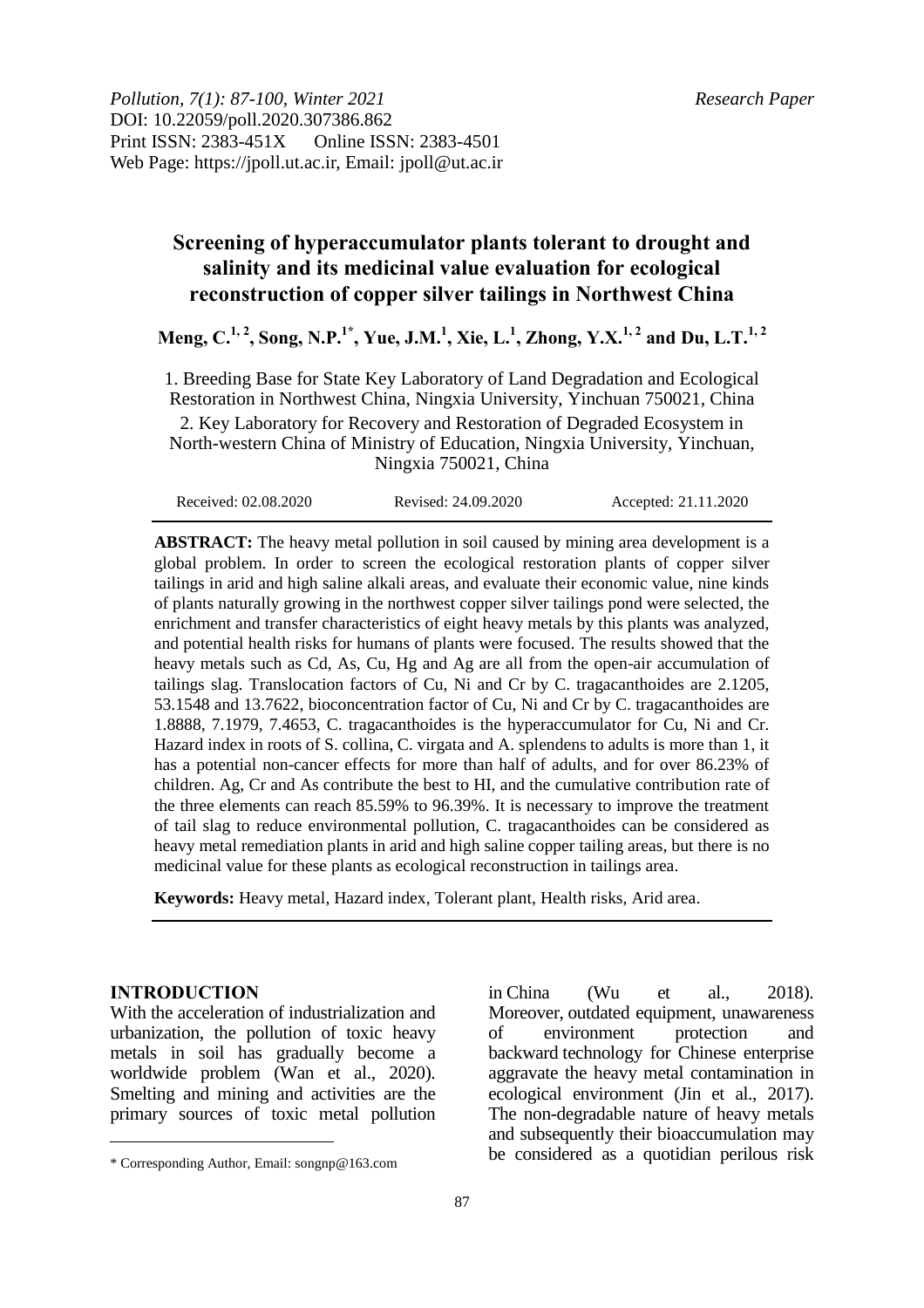*Pollution, 7(1): 87-100, Winter 2021* *Research Paper*
DOI: 10.22059/poll.2020.307386.862
Print ISSN: 2383-451X Online ISSN: 2383-4501
Web Page: https://jpoll.ut.ac.ir, Email: jpoll@ut.ac.ir

# Screening of hyperaccumulator plants tolerant to drought and salinity and its medicinal value evaluation for ecological reconstruction of copper silver tailings in Northwest China

**Meng, C.[1, 2], Song, N.P.[1*], Yue, J.M.[1], Xie, L.[1], Zhong, Y.X.[1, 2] and Du, L.T.[1, 2]**

1. Breeding Base for State Key Laboratory of Land Degradation and Ecological Restoration in Northwest China, Ningxia University, Yinchuan 750021, China

2. Key Laboratory for Recovery and Restoration of Degraded Ecosystem in North-western China of Ministry of Education, Ningxia University, Yinchuan, Ningxia 750021, China

Received: 02.08.2020 Revised: 24.09.2020 Accepted: 21.11.2020

**ABSTRACT:** The heavy metal pollution in soil caused by mining area development is a global problem. In order to screen the ecological restoration plants of copper silver tailings in arid and high saline alkali areas, and evaluate their economic value, nine kinds of plants naturally growing in the northwest copper silver tailings pond were selected, the enrichment and transfer characteristics of eight heavy metals by this plants was analyzed, and potential health risks for humans of plants were focused. The results showed that the heavy metals such as Cd, As, Cu, Hg and Ag are all from the open-air accumulation of tailings slag. Translocation factors of Cu, Ni and Cr by C. tragacanthoides are 2.1205, 53.1548 and 13.7622, bioconcentration factor of Cu, Ni and Cr by C. tragacanthoides are 1.8888, 7.1979, 7.4653, C. tragacanthoides is the hyperaccumulator for Cu, Ni and Cr. Hazard index in roots of S. collina, C. virgata and A. splendens to adults is more than 1, it has a potential non-cancer effects for more than half of adults, and for over 86.23% of children. Ag, Cr and As contribute the best to HI, and the cumulative contribution rate of the three elements can reach 85.59% to 96.39%. It is necessary to improve the treatment of tail slag to reduce environmental pollution, C. tragacanthoides can be considered as heavy metal remediation plants in arid and high saline copper tailing areas, but there is no medicinal value for these plants as ecological reconstruction in tailings area.

**Keywords:** Heavy metal, Hazard index, Tolerant plant, Health risks, Arid area.

## INTRODUCTION

With the acceleration of industrialization and urbanization, the pollution of toxic heavy metals in soil has gradually become a worldwide problem (Wan et al., 2020). Smelting and mining and activities are the primary sources of toxic metal pollution in China (Wu et al., 2018). Moreover, outdated equipment, unawareness of environment protection and backward technology for Chinese enterprise aggravate the heavy metal contamination in ecological environment (Jin et al., 2017). The non-degradable nature of heavy metals and subsequently their bioaccumulation may be considered as a quotidian perilous risk

\* Corresponding Author, Email: songnp@163.com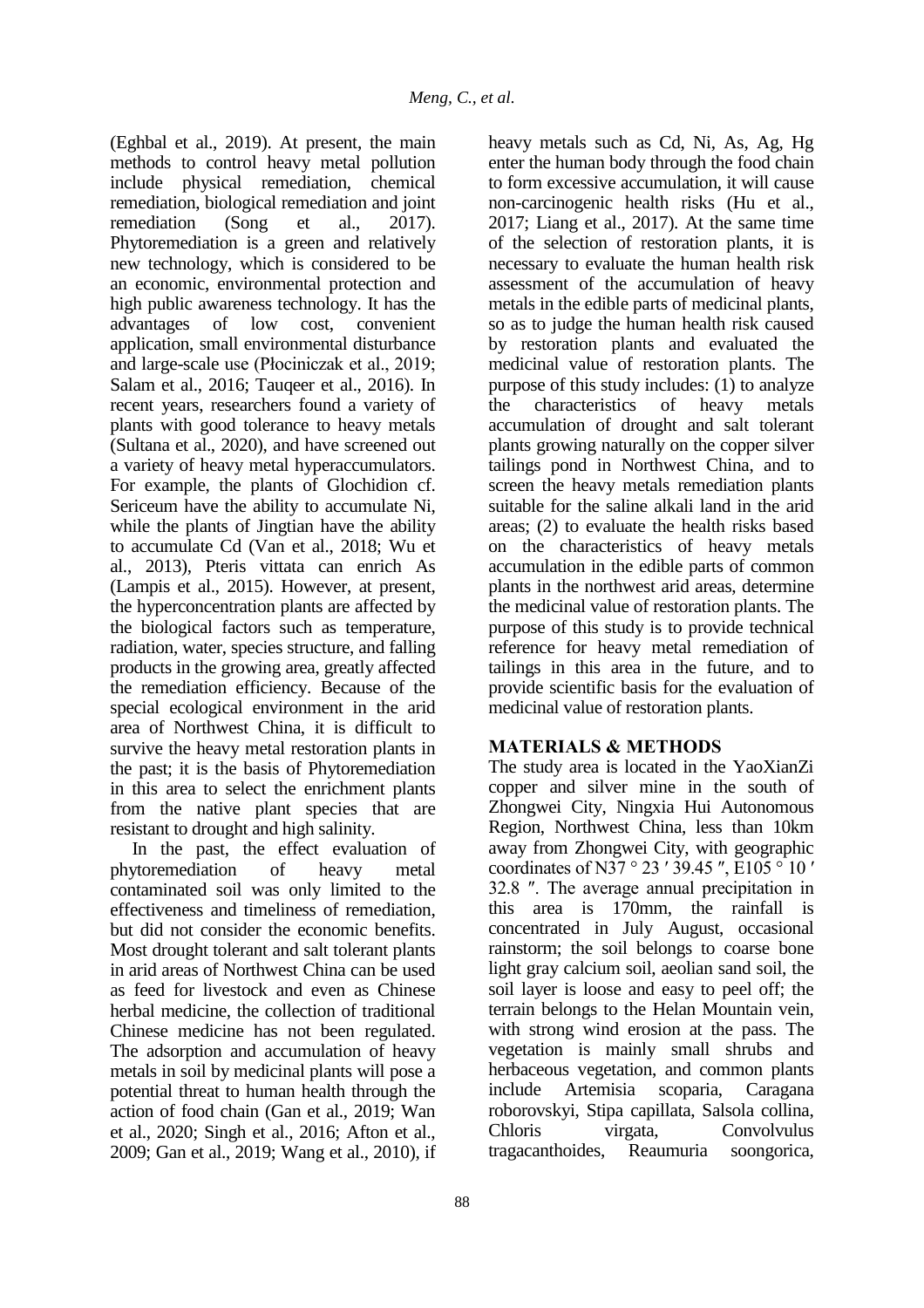(Eghbal et al., 2019). At present, the main methods to control heavy metal pollution include physical remediation, chemical remediation, biological remediation and joint remediation (Song et al., 2017). Phytoremediation is a green and relatively new technology, which is considered to be an economic, environmental protection and high public awareness technology. It has the advantages of low cost, convenient application, small environmental disturbance and large-scale use (Płociniczak et al., 2019; Salam et al., 2016; Tauqeer et al., 2016). In recent years, researchers found a variety of plants with good tolerance to heavy metals (Sultana et al., 2020), and have screened out a variety of heavy metal hyperaccumulators. For example, the plants of Glochidion cf. Sericeum have the ability to accumulate Ni, while the plants of Jingtian have the ability to accumulate Cd (Van et al., 2018; Wu et al., 2013), Pteris vittata can enrich As (Lampis et al., 2015). However, at present, the hyperconcentration plants are affected by the biological factors such as temperature, radiation, water, species structure, and falling products in the growing area, greatly affected the remediation efficiency. Because of the special ecological environment in the arid area of Northwest China, it is difficult to survive the heavy metal restoration plants in the past; it is the basis of Phytoremediation in this area to select the enrichment plants from the native plant species that are resistant to drought and high salinity.

In the past, the effect evaluation of phytoremediation of heavy metal contaminated soil was only limited to the effectiveness and timeliness of remediation, but did not consider the economic benefits. Most drought tolerant and salt tolerant plants in arid areas of Northwest China can be used as feed for livestock and even as Chinese herbal medicine, the collection of traditional Chinese medicine has not been regulated. The adsorption and accumulation of heavy metals in soil by medicinal plants will pose a potential threat to human health through the action of food chain (Gan et al., 2019; Wan et al., 2020; Singh et al., 2016; Afton et al., 2009; Gan et al., 2019; Wang et al., 2010), if heavy metals such as Cd, Ni, As, Ag, Hg enter the human body through the food chain to form excessive accumulation, it will cause non-carcinogenic health risks (Hu et al., 2017; Liang et al., 2017). At the same time of the selection of restoration plants, it is necessary to evaluate the human health risk assessment of the accumulation of heavy metals in the edible parts of medicinal plants, so as to judge the human health risk caused by restoration plants and evaluated the medicinal value of restoration plants. The purpose of this study includes: (1) to analyze the characteristics of heavy metals accumulation of drought and salt tolerant plants growing naturally on the copper silver tailings pond in Northwest China, and to screen the heavy metals remediation plants suitable for the saline alkali land in the arid areas; (2) to evaluate the health risks based on the characteristics of heavy metals accumulation in the edible parts of common plants in the northwest arid areas, determine the medicinal value of restoration plants. The purpose of this study is to provide technical reference for heavy metal remediation of tailings in this area in the future, and to provide scientific basis for the evaluation of medicinal value of restoration plants.

## MATERIALS & METHODS

The study area is located in the YaoXianZi copper and silver mine in the south of Zhongwei City, Ningxia Hui Autonomous Region, Northwest China, less than 10km away from Zhongwei City, with geographic coordinates of N37 ° 23 ′ 39.45 ″, E105 ° 10 ′ 32.8 ″. The average annual precipitation in this area is 170mm, the rainfall is concentrated in July August, occasional rainstorm; the soil belongs to coarse bone light gray calcium soil, aeolian sand soil, the soil layer is loose and easy to peel off; the terrain belongs to the Helan Mountain vein, with strong wind erosion at the pass. The vegetation is mainly small shrubs and herbaceous vegetation, and common plants include Artemisia scoparia, Caragana roborovskyi, Stipa capillata, Salsola collina, Chloris virgata, Convolvulus tragacanthoides, Reaumuria soongorica,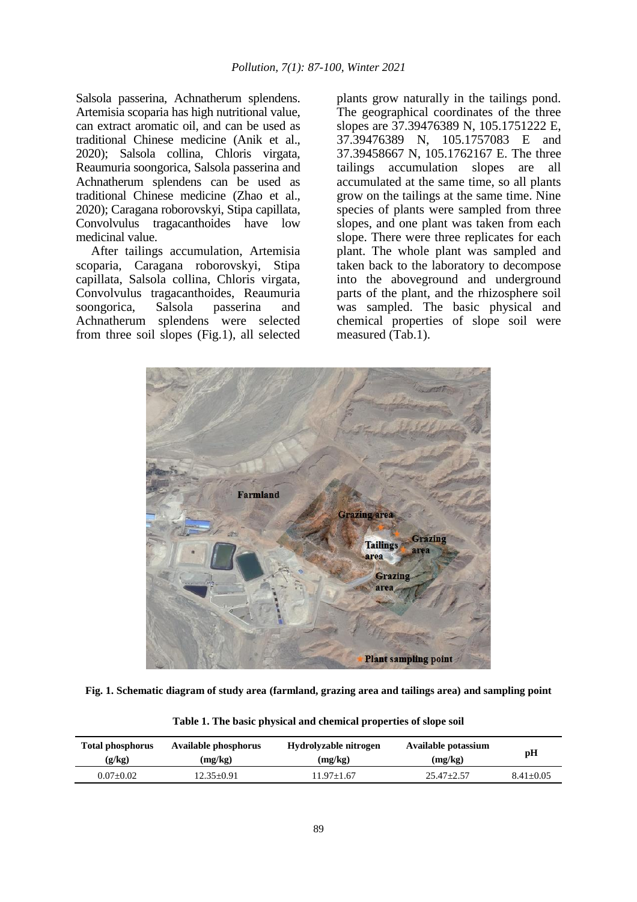Salsola passerina, Achnatherum splendens. Artemisia scoparia has high nutritional value, can extract aromatic oil, and can be used as traditional Chinese medicine (Anik et al., 2020); Salsola collina, Chloris virgata, Reaumuria soongorica, Salsola passerina and Achnatherum splendens can be used as traditional Chinese medicine (Zhao et al., 2020); Caragana roborovskyi, Stipa capillata, Convolvulus tragacanthoides have low medicinal value.

After tailings accumulation, Artemisia scoparia, Caragana roborovskyi, Stipa capillata, Salsola collina, Chloris virgata, Convolvulus tragacanthoides, Reaumuria soongorica, Salsola passerina and Achnatherum splendens were selected from three soil slopes (Fig.1), all selected plants grow naturally in the tailings pond. The geographical coordinates of the three slopes are 37.39476389 N, 105.1751222 E, 37.39476389 N, 105.1757083 E and 37.39458667 N, 105.1762167 E. The three tailings accumulation slopes are all accumulated at the same time, so all plants grow on the tailings at the same time. Nine species of plants were sampled from three slopes, and one plant was taken from each slope. There were three replicates for each plant. The whole plant was sampled and taken back to the laboratory to decompose into the aboveground and underground parts of the plant, and the rhizosphere soil was sampled. The basic physical and chemical properties of slope soil were measured (Tab.1).

**Fig. 1. Schematic diagram of study area (farmland, grazing area and tailings area) and sampling point**

**Table 1. The basic physical and chemical properties of slope soil**

| Total phosphorus (g/kg) | Available phosphorus (mg/kg) | Hydrolyzable nitrogen (mg/kg) | Available potassium (mg/kg) | pH |
|---|---|---|---|---|
| 0.07±0.02 | 12.35±0.91 | 11.97±1.67 | 25.47±2.57 | 8.41±0.05 |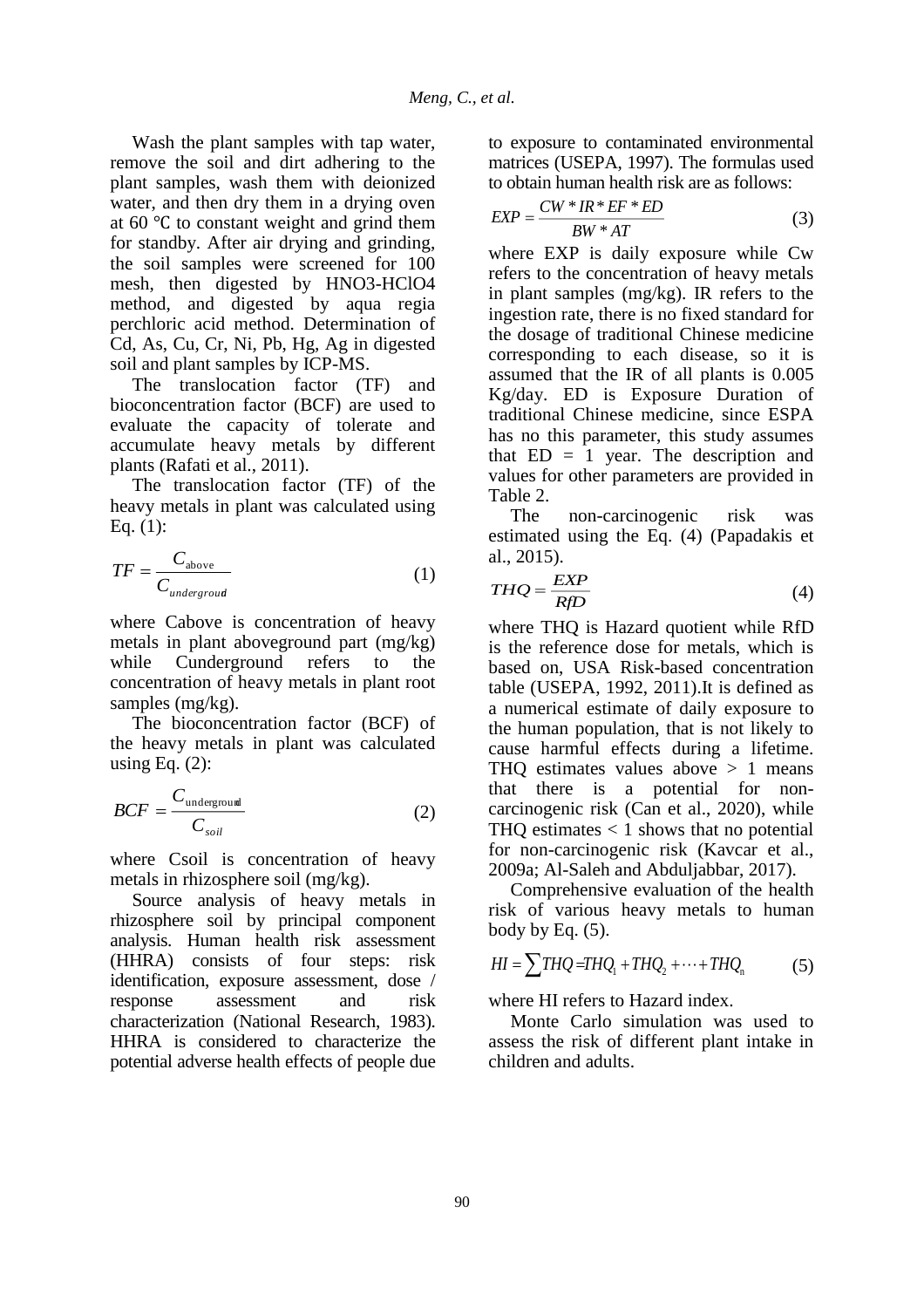Wash the plant samples with tap water, remove the soil and dirt adhering to the plant samples, wash them with deionized water, and then dry them in a drying oven at 60 ℃ to constant weight and grind them for standby. After air drying and grinding, the soil samples were screened for 100 mesh, then digested by HNO3-HClO4 method, and digested by aqua regia perchloric acid method. Determination of Cd, As, Cu, Cr, Ni, Pb, Hg, Ag in digested soil and plant samples by ICP-MS.

The translocation factor (TF) and bioconcentration factor (BCF) are used to evaluate the capacity of tolerate and accumulate heavy metals by different plants (Rafati et al., 2011).

The translocation factor (TF) of the heavy metals in plant was calculated using Eq. (1):

$$TF = \frac{C_{\text{above}}}{C_{underground}} \tag{1}$$

where Cabove is concentration of heavy metals in plant aboveground part (mg/kg) while Cunderground refers to the concentration of heavy metals in plant root samples (mg/kg).

The bioconcentration factor (BCF) of the heavy metals in plant was calculated using Eq. (2):

$$BCF = \frac{C_{\text{underground}}}{C_{soil}} \tag{2}$$

where Csoil is concentration of heavy metals in rhizosphere soil (mg/kg).

Source analysis of heavy metals in rhizosphere soil by principal component analysis. Human health risk assessment (HHRA) consists of four steps: risk identification, exposure assessment, dose / response assessment and risk characterization (National Research, 1983). HHRA is considered to characterize the potential adverse health effects of people due to exposure to contaminated environmental matrices (USEPA, 1997). The formulas used to obtain human health risk are as follows:

$$EXP = \frac{CW * IR * EF * ED}{BW * AT} \tag{3}$$

where EXP is daily exposure while Cw refers to the concentration of heavy metals in plant samples (mg/kg). IR refers to the ingestion rate, there is no fixed standard for the dosage of traditional Chinese medicine corresponding to each disease, so it is assumed that the IR of all plants is 0.005 Kg/day. ED is Exposure Duration of traditional Chinese medicine, since ESPA has no this parameter, this study assumes that ED = 1 year. The description and values for other parameters are provided in Table 2.

The non-carcinogenic risk was estimated using the Eq. (4) (Papadakis et al., 2015).

$$THQ = \frac{EXP}{RfD} \tag{4}$$

where THQ is Hazard quotient while RfD is the reference dose for metals, which is based on, USA Risk-based concentration table (USEPA, 1992, 2011).It is defined as a numerical estimate of daily exposure to the human population, that is not likely to cause harmful effects during a lifetime. THQ estimates values above > 1 means that there is a potential for non-carcinogenic risk (Can et al., 2020), while THQ estimates < 1 shows that no potential for non-carcinogenic risk (Kavcar et al., 2009a; Al-Saleh and Abduljabbar, 2017).

Comprehensive evaluation of the health risk of various heavy metals to human body by Eq. (5).

$$HI = \sum THQ = THQ_1 + THQ_2 + \cdots + THQ_n \tag{5}$$

where HI refers to Hazard index.

Monte Carlo simulation was used to assess the risk of different plant intake in children and adults.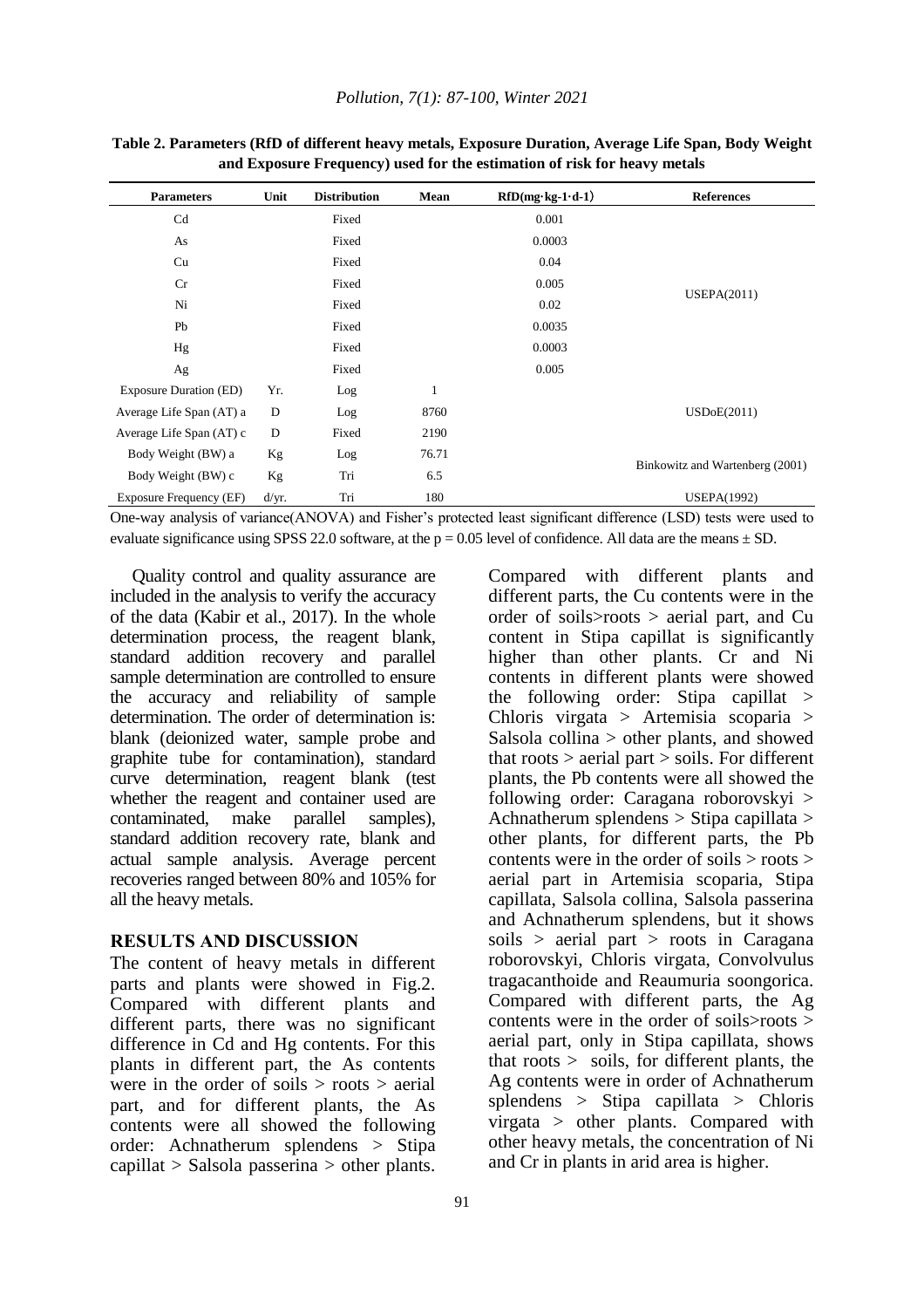**Table 2. Parameters (RfD of different heavy metals, Exposure Duration, Average Life Span, Body Weight and Exposure Frequency) used for the estimation of risk for heavy metals**

| Parameters | Unit | Distribution | Mean | RfD(mg·kg-1·d-1) | References |
|---|---|---|---|---|---|
| Cd | | Fixed | | 0.001 | USEPA(2011) |
| As | | Fixed | | 0.0003 | |
| Cu | | Fixed | | 0.04 | |
| Cr | | Fixed | | 0.005 | |
| Ni | | Fixed | | 0.02 | |
| Pb | | Fixed | | 0.0035 | |
| Hg | | Fixed | | 0.0003 | |
| Ag | | Fixed | | 0.005 | |
| Exposure Duration (ED) | Yr. | Log | 1 | | USDoE(2011) |
| Average Life Span (AT) a | D | Log | 8760 | | |
| Average Life Span (AT) c | D | Fixed | 2190 | | |
| Body Weight (BW) a | Kg | Log | 76.71 | | Binkowitz and Wartenberg (2001) |
| Body Weight (BW) c | Kg | Tri | 6.5 | | |
| Exposure Frequency (EF) | d/yr. | Tri | 180 | | USEPA(1992) |

One-way analysis of variance(ANOVA) and Fisher's protected least significant difference (LSD) tests were used to evaluate significance using SPSS 22.0 software, at the $p = 0.05$ level of confidence. All data are the means ± SD.

Quality control and quality assurance are included in the analysis to verify the accuracy of the data (Kabir et al., 2017). In the whole determination process, the reagent blank, standard addition recovery and parallel sample determination are controlled to ensure the accuracy and reliability of sample determination. The order of determination is: blank (deionized water, sample probe and graphite tube for contamination), standard curve determination, reagent blank (test whether the reagent and container used are contaminated, make parallel samples), standard addition recovery rate, blank and actual sample analysis. Average percent recoveries ranged between 80% and 105% for all the heavy metals.

## RESULTS AND DISCUSSION

The content of heavy metals in different parts and plants were showed in Fig.2. Compared with different plants and different parts, there was no significant difference in Cd and Hg contents. For this plants in different part, the As contents were in the order of soils > roots > aerial part, and for different plants, the As contents were all showed the following order: Achnatherum splendens > Stipa capillat > Salsola passerina > other plants. Compared with different plants and different parts, the Cu contents were in the order of soils>roots > aerial part, and Cu content in Stipa capillat is significantly higher than other plants. Cr and Ni contents in different plants were showed the following order: Stipa capillat > Chloris virgata > Artemisia scoparia > Salsola collina > other plants, and showed that roots > aerial part > soils. For different plants, the Pb contents were all showed the following order: Caragana roborovskyi > Achnatherum splendens > Stipa capillata > other plants, for different parts, the Pb contents were in the order of soils > roots > aerial part in Artemisia scoparia, Stipa capillata, Salsola collina, Salsola passerina and Achnatherum splendens, but it shows soils > aerial part > roots in Caragana roborovskyi, Chloris virgata, Convolvulus tragacanthoide and Reaumuria soongorica. Compared with different parts, the Ag contents were in the order of soils>roots > aerial part, only in Stipa capillata, shows that roots > soils, for different plants, the Ag contents were in order of Achnatherum splendens > Stipa capillata > Chloris virgata > other plants. Compared with other heavy metals, the concentration of Ni and Cr in plants in arid area is higher.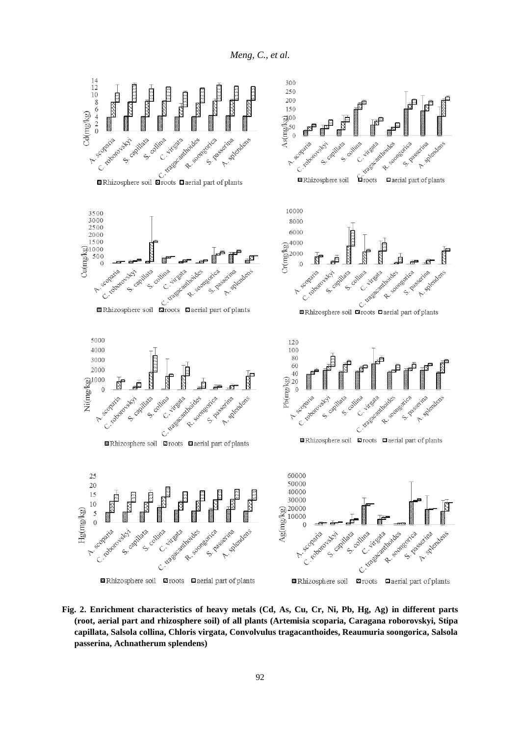**Fig. 2. Enrichment characteristics of heavy metals (Cd, As, Cu, Cr, Ni, Pb, Hg, Ag) in different parts (root, aerial part and rhizosphere soil) of all plants (Artemisia scoparia, Caragana roborovskyi, Stipa capillata, Salsola collina, Chloris virgata, Convolvulus tragacanthoides, Reaumuria soongorica, Salsola passerina, Achnatherum splendens)**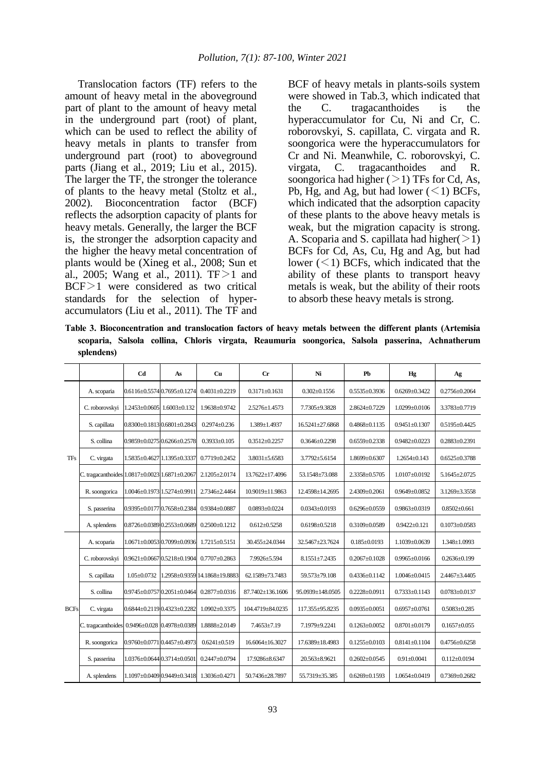Translocation factors (TF) refers to the amount of heavy metal in the aboveground part of plant to the amount of heavy metal in the underground part (root) of plant, which can be used to reflect the ability of heavy metals in plants to transfer from underground part (root) to aboveground parts (Jiang et al., 2019; Liu et al., 2015). The larger the TF, the stronger the tolerance of plants to the heavy metal (Stoltz et al., 2002). Bioconcentration factor (BCF) reflects the adsorption capacity of plants for heavy metals. Generally, the larger the BCF is, the stronger the adsorption capacity and the higher the heavy metal concentration of plants would be (Xineg et al., 2008; Sun et al., 2005; Wang et al., 2011). TF＞1 and BCF＞1 were considered as two critical standards for the selection of hyper-accumulators (Liu et al., 2011). The TF and BCF of heavy metals in plants-soils system were showed in Tab.3, which indicated that the C. tragacanthoides is the hyperaccumulator for Cu, Ni and Cr, C. roborovskyi, S. capillata, C. virgata and R. soongorica were the hyperaccumulators for Cr and Ni. Meanwhile, C. roborovskyi, C. virgata, C. tragacanthoides and R. soongorica had higher (＞1) TFs for Cd, As, Pb, Hg, and Ag, but had lower (＜1) BCFs, which indicated that the adsorption capacity of these plants to the above heavy metals is weak, but the migration capacity is strong. A. Scoparia and S. capillata had higher(＞1) BCFs for Cd, As, Cu, Hg and Ag, but had lower (＜1) BCFs, which indicated that the ability of these plants to transport heavy metals is weak, but the ability of their roots to absorb these heavy metals is strong.

**Table 3. Bioconcentration and translocation factors of heavy metals between the different plants (Artemisia scoparia, Salsola collina, Chloris virgata, Reaumuria soongorica, Salsola passerina, Achnatherum splendens)**

| | | Cd | As | Cu | Cr | Ni | Pb | Hg | Ag |
|---|---|---|---|---|---|---|---|---|---|
| TFs | A. scoparia | 0.6116±0.5574 | 0.7695±0.1274 | 0.4031±0.2219 | 0.3171±0.1631 | 0.302±0.1556 | 0.5535±0.3936 | 0.6269±0.3422 | 0.2756±0.2064 |
| | C. roborovskyi | 1.2453±0.0605 | 1.6003±0.132 | 1.9638±0.9742 | 2.5276±1.4573 | 7.7305±9.3828 | 2.8624±0.7229 | 1.0299±0.0106 | 3.3783±0.7719 |
| | S. capillata | 0.8300±0.1813 | 0.6801±0.2843 | 0.2974±0.236 | 1.389±1.4937 | 16.5241±27.6868 | 0.4868±0.1135 | 0.9451±0.1307 | 0.5195±0.4425 |
| | S. collina | 0.9859±0.0275 | 0.6266±0.2578 | 0.3933±0.105 | 0.3512±0.2257 | 0.3646±0.2298 | 0.6559±0.2338 | 0.9482±0.0223 | 0.2883±0.2391 |
| | C. virgata | 1.5835±0.4627 | 1.1395±0.3337 | 0.7719±0.2452 | 3.8031±5.6583 | 3.7792±5.6154 | 1.8699±0.6307 | 1.2654±0.143 | 0.6525±0.3788 |
| | C. tragacanthoides | 1.0817±0.0023 | 1.6871±0.2067 | 2.1205±2.0174 | 13.7622±17.4096 | 53.1548±73.088 | 2.3358±0.5705 | 1.0107±0.0192 | 5.1645±2.0725 |
| | R. soongorica | 1.0046±0.1973 | 1.5274±0.9911 | 2.7346±2.4464 | 10.9019±11.9863 | 12.4598±14.2695 | 2.4309±0.2061 | 0.9649±0.0852 | 3.1269±3.3558 |
| | S. passerina | 0.9395±0.0177 | 0.7658±0.2384 | 0.9384±0.0887 | 0.0893±0.0224 | 0.0343±0.0193 | 0.6296±0.0559 | 0.9863±0.0319 | 0.8502±0.661 |
| | A. splendens | 0.8726±0.0389 | 0.2553±0.0689 | 0.2500±0.1212 | 0.612±0.5258 | 0.6198±0.5218 | 0.3109±0.0589 | 0.9422±0.121 | 0.1073±0.0583 |
| BCFs | A. scoparia | 1.0671±0.0053 | 0.7099±0.0936 | 1.7215±0.5151 | 30.455±24.0344 | 32.5467±23.7624 | 0.185±0.0193 | 1.1039±0.0639 | 1.348±1.0993 |
| | C. roborovskyi | 0.9621±0.0667 | 0.5218±0.1904 | 0.7707±0.2863 | 7.9926±5.594 | 8.1551±7.2435 | 0.2067±0.1028 | 0.9965±0.0166 | 0.2636±0.199 |
| | S. capillata | 1.05±0.0732 | 1.2958±0.9359 | 14.1868±19.8883 | 62.1589±73.7483 | 59.573±79.108 | 0.4336±0.1142 | 1.0046±0.0415 | 2.4467±3.4405 |
| | S. collina | 0.9745±0.0757 | 0.2051±0.0464 | 0.2877±0.0316 | 87.7402±136.1606 | 95.0939±148.0505 | 0.2228±0.0911 | 0.7333±0.1143 | 0.0783±0.0137 |
| | C. virgata | 0.6844±0.2119 | 0.4323±0.2282 | 1.0902±0.3375 | 104.4719±84.0235 | 117.355±95.8235 | 0.0935±0.0051 | 0.6957±0.0761 | 0.5083±0.285 |
| | C. tragacanthoides | 0.9496±0.028 | 0.4978±0.0389 | 1.8888±2.0149 | 7.4653±7.19 | 7.1979±9.2241 | 0.1263±0.0052 | 0.8701±0.0179 | 0.1657±0.055 |
| | R. soongorica | 0.9760±0.0771 | 0.4457±0.4973 | 0.6241±0.519 | 16.6064±16.3027 | 17.6389±18.4983 | 0.1255±0.0103 | 0.8141±0.1104 | 0.4756±0.6258 |
| | S. passerina | 1.0376±0.0644 | 0.3714±0.0501 | 0.2447±0.0794 | 17.9286±8.6347 | 20.563±8.9621 | 0.2602±0.0545 | 0.91±0.0041 | 0.112±0.0194 |
| | A. splendens | 1.1097±0.0409 | 0.9449±0.3418 | 1.3036±0.4271 | 50.7436±28.7897 | 55.7319±35.385 | 0.6269±0.1593 | 1.0654±0.0419 | 0.7369±0.2682 |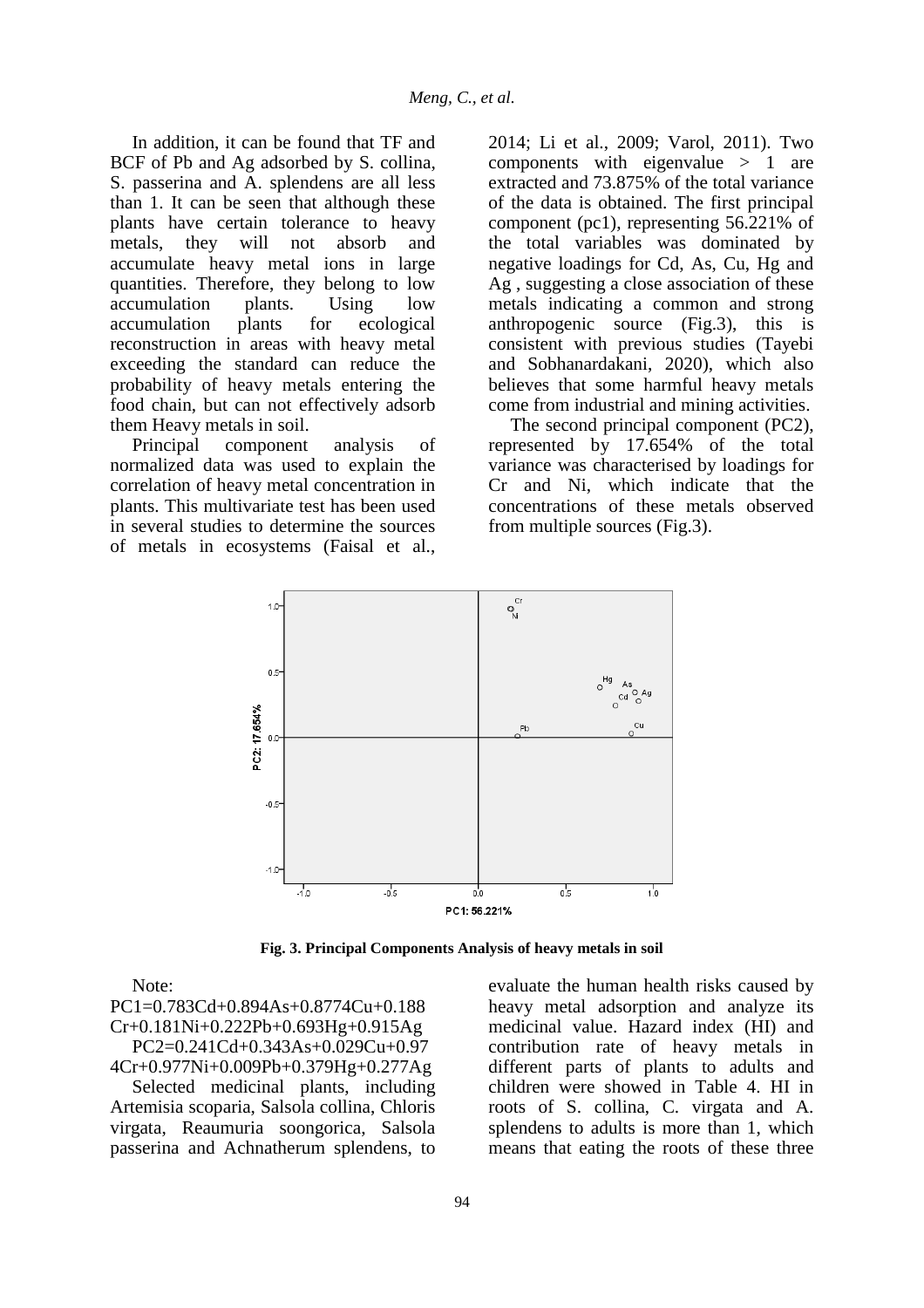In addition, it can be found that TF and BCF of Pb and Ag adsorbed by S. collina, S. passerina and A. splendens are all less than 1. It can be seen that although these plants have certain tolerance to heavy metals, they will not absorb and accumulate heavy metal ions in large quantities. Therefore, they belong to low accumulation plants. Using low accumulation plants for ecological reconstruction in areas with heavy metal exceeding the standard can reduce the probability of heavy metals entering the food chain, but can not effectively adsorb them Heavy metals in soil.

Principal component analysis of normalized data was used to explain the correlation of heavy metal concentration in plants. This multivariate test has been used in several studies to determine the sources of metals in ecosystems (Faisal et al., 2014; Li et al., 2009; Varol, 2011). Two components with eigenvalue > 1 are extracted and 73.875% of the total variance of the data is obtained. The first principal component (pc1), representing 56.221% of the total variables was dominated by negative loadings for Cd, As, Cu, Hg and Ag , suggesting a close association of these metals indicating a common and strong anthropogenic source (Fig.3), this is consistent with previous studies (Tayebi and Sobhanardakani, 2020), which also believes that some harmful heavy metals come from industrial and mining activities.

The second principal component (PC2), represented by 17.654% of the total variance was characterised by loadings for Cr and Ni, which indicate that the concentrations of these metals observed from multiple sources (Fig.3).

**Fig. 3. Principal Components Analysis of heavy metals in soil**

Note:

PC1=0.783Cd+0.894As+0.8774Cu+0.188 Cr+0.181Ni+0.222Pb+0.693Hg+0.915Ag

PC2=0.241Cd+0.343As+0.029Cu+0.974Cr+0.977Ni+0.009Pb+0.379Hg+0.277Ag

Selected medicinal plants, including Artemisia scoparia, Salsola collina, Chloris virgata, Reaumuria soongorica, Salsola passerina and Achnatherum splendens, to evaluate the human health risks caused by heavy metal adsorption and analyze its medicinal value. Hazard index (HI) and contribution rate of heavy metals in different parts of plants to adults and children were showed in Table 4. HI in roots of S. collina, C. virgata and A. splendens to adults is more than 1, which means that eating the roots of these three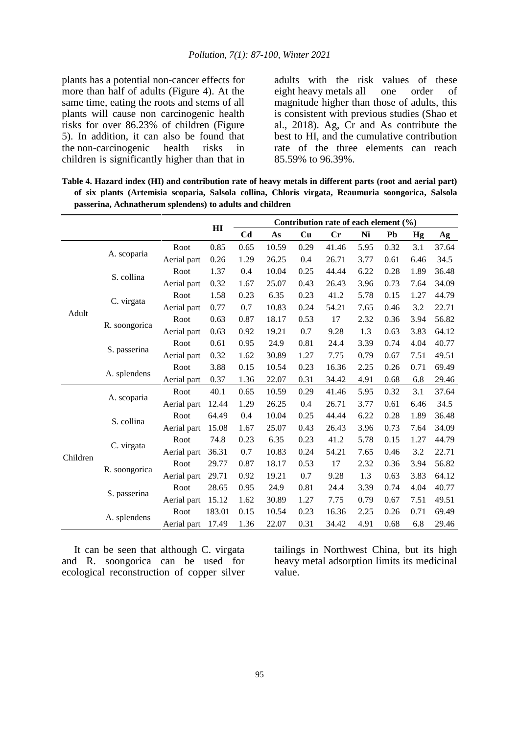plants has a potential non-cancer effects for more than half of adults (Figure 4). At the same time, eating the roots and stems of all plants will cause non carcinogenic health risks for over 86.23% of children (Figure 5). In addition, it can also be found that the non-carcinogenic health risks in children is significantly higher than that in adults with the risk values of these eight heavy metals all one order of magnitude higher than those of adults, this is consistent with previous studies (Shao et al., 2018). Ag, Cr and As contribute the best to HI, and the cumulative contribution rate of the three elements can reach 85.59% to 96.39%.

**Table 4. Hazard index (HI) and contribution rate of heavy metals in different parts (root and aerial part) of six plants (Artemisia scoparia, Salsola collina, Chloris virgata, Reaumuria soongorica, Salsola passerina, Achnatherum splendens) to adults and children**

| | | | HI | Contribution rate of each element (%) | | | | | | | |
|---|---|---|---|---|---|---|---|---|---|---|---|
| | | | | **Cd** | **As** | **Cu** | **Cr** | **Ni** | **Pb** | **Hg** | **Ag** |
| Adult | A. scoparia | Root | 0.85 | 0.65 | 10.59 | 0.29 | 41.46 | 5.95 | 0.32 | 3.1 | 37.64 |
| | | Aerial part | 0.26 | 1.29 | 26.25 | 0.4 | 26.71 | 3.77 | 0.61 | 6.46 | 34.5 |
| | S. collina | Root | 1.37 | 0.4 | 10.04 | 0.25 | 44.44 | 6.22 | 0.28 | 1.89 | 36.48 |
| | | Aerial part | 0.32 | 1.67 | 25.07 | 0.43 | 26.43 | 3.96 | 0.73 | 7.64 | 34.09 |
| | C. virgata | Root | 1.58 | 0.23 | 6.35 | 0.23 | 41.2 | 5.78 | 0.15 | 1.27 | 44.79 |
| | | Aerial part | 0.77 | 0.7 | 10.83 | 0.24 | 54.21 | 7.65 | 0.46 | 3.2 | 22.71 |
| | R. soongorica | Root | 0.63 | 0.87 | 18.17 | 0.53 | 17 | 2.32 | 0.36 | 3.94 | 56.82 |
| | | Aerial part | 0.63 | 0.92 | 19.21 | 0.7 | 9.28 | 1.3 | 0.63 | 3.83 | 64.12 |
| | S. passerina | Root | 0.61 | 0.95 | 24.9 | 0.81 | 24.4 | 3.39 | 0.74 | 4.04 | 40.77 |
| | | Aerial part | 0.32 | 1.62 | 30.89 | 1.27 | 7.75 | 0.79 | 0.67 | 7.51 | 49.51 |
| | A. splendens | Root | 3.88 | 0.15 | 10.54 | 0.23 | 16.36 | 2.25 | 0.26 | 0.71 | 69.49 |
| | | Aerial part | 0.37 | 1.36 | 22.07 | 0.31 | 34.42 | 4.91 | 0.68 | 6.8 | 29.46 |
| Children | A. scoparia | Root | 40.1 | 0.65 | 10.59 | 0.29 | 41.46 | 5.95 | 0.32 | 3.1 | 37.64 |
| | | Aerial part | 12.44 | 1.29 | 26.25 | 0.4 | 26.71 | 3.77 | 0.61 | 6.46 | 34.5 |
| | S. collina | Root | 64.49 | 0.4 | 10.04 | 0.25 | 44.44 | 6.22 | 0.28 | 1.89 | 36.48 |
| | | Aerial part | 15.08 | 1.67 | 25.07 | 0.43 | 26.43 | 3.96 | 0.73 | 7.64 | 34.09 |
| | C. virgata | Root | 74.8 | 0.23 | 6.35 | 0.23 | 41.2 | 5.78 | 0.15 | 1.27 | 44.79 |
| | | Aerial part | 36.31 | 0.7 | 10.83 | 0.24 | 54.21 | 7.65 | 0.46 | 3.2 | 22.71 |
| | R. soongorica | Root | 29.77 | 0.87 | 18.17 | 0.53 | 17 | 2.32 | 0.36 | 3.94 | 56.82 |
| | | Aerial part | 29.71 | 0.92 | 19.21 | 0.7 | 9.28 | 1.3 | 0.63 | 3.83 | 64.12 |
| | S. passerina | Root | 28.65 | 0.95 | 24.9 | 0.81 | 24.4 | 3.39 | 0.74 | 4.04 | 40.77 |
| | | Aerial part | 15.12 | 1.62 | 30.89 | 1.27 | 7.75 | 0.79 | 0.67 | 7.51 | 49.51 |
| | A. splendens | Root | 183.01 | 0.15 | 10.54 | 0.23 | 16.36 | 2.25 | 0.26 | 0.71 | 69.49 |
| | | Aerial part | 17.49 | 1.36 | 22.07 | 0.31 | 34.42 | 4.91 | 0.68 | 6.8 | 29.46 |

It can be seen that although C. virgata and R. soongorica can be used for ecological reconstruction of copper silver tailings in Northwest China, but its high heavy metal adsorption limits its medicinal value.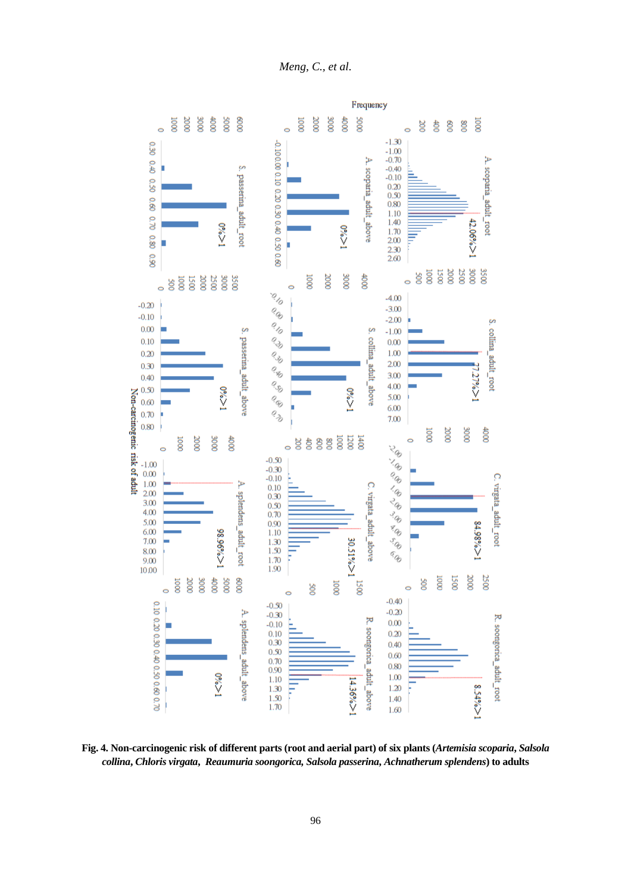**Fig. 4. Non-carcinogenic risk of different parts (root and aerial part) of six plants (*Artemisia scoparia*, *Salsola collina*, *Chloris virgata*, *Reaumuria soongorica*, *Salsola passerina*, *Achnatherum splendens*) to adults**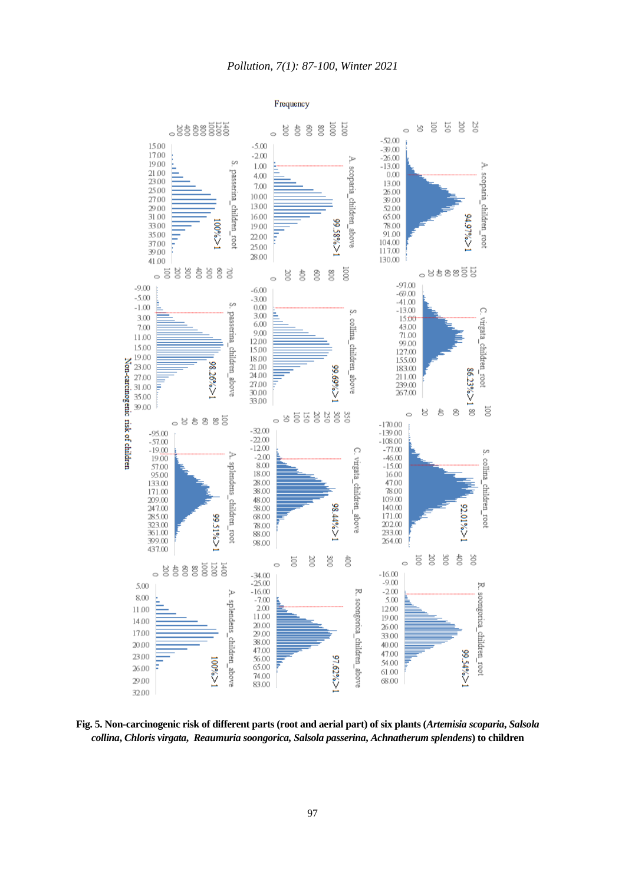Frequency

Non-carcinogenic risk of children

S. passerina_children_root 100%>1

A. scoparia_children_above 99.58%>1

A. scoparia_children_root 94.97%>1

S. passerina_children_above 98.26%>1

S. collina_children_above 99.69%>1

C. virgata_children_root 86.23%>1

A. splendens_children_root 99.51%>1

C. virgata_children_above 98.44%>1

S. collina_children_root 92.01%>1

A. splendens_children_above 100%>1

R. soongorica_children_above 97.62%>1

R. soongorica_children_root 99.54%>1

**Fig. 5. Non-carcinogenic risk of different parts (root and aerial part) of six plants (*Artemisia scoparia, Salsola collina, Chloris virgata, Reaumuria soongorica, Salsola passerina, Achnatherum splendens*) to children**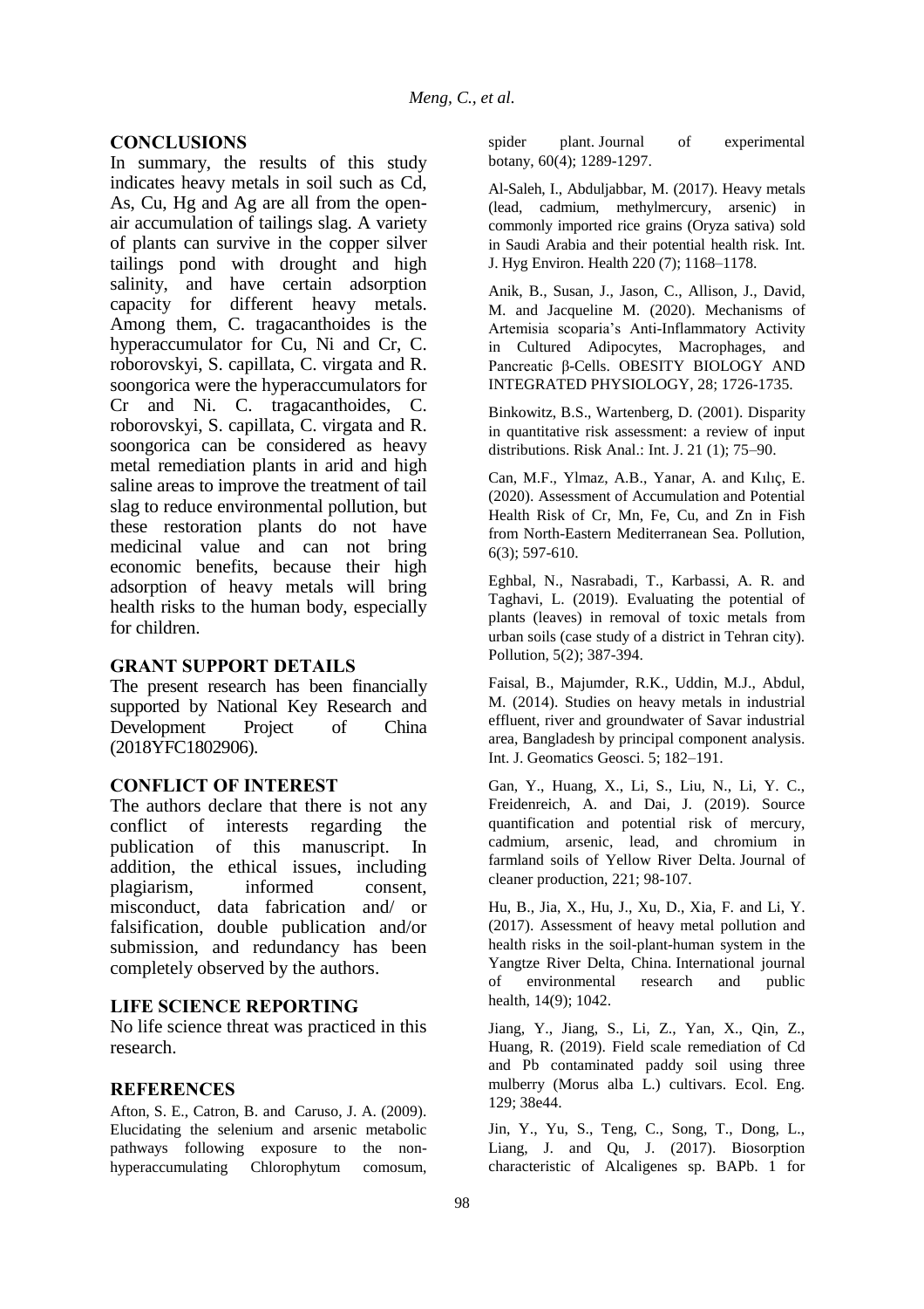## CONCLUSIONS

In summary, the results of this study indicates heavy metals in soil such as Cd, As, Cu, Hg and Ag are all from the open-air accumulation of tailings slag. A variety of plants can survive in the copper silver tailings pond with drought and high salinity, and have certain adsorption capacity for different heavy metals. Among them, C. tragacanthoides is the hyperaccumulator for Cu, Ni and Cr, C. roborovskyi, S. capillata, C. virgata and R. soongorica were the hyperaccumulators for Cr and Ni. C. tragacanthoides, C. roborovskyi, S. capillata, C. virgata and R. soongorica can be considered as heavy metal remediation plants in arid and high saline areas to improve the treatment of tail slag to reduce environmental pollution, but these restoration plants do not have medicinal value and can not bring economic benefits, because their high adsorption of heavy metals will bring health risks to the human body, especially for children.

## GRANT SUPPORT DETAILS

The present research has been financially supported by National Key Research and Development Project of China (2018YFC1802906).

## CONFLICT OF INTEREST

The authors declare that there is not any conflict of interests regarding the publication of this manuscript. In addition, the ethical issues, including plagiarism, informed consent, misconduct, data fabrication and/ or falsification, double publication and/or submission, and redundancy has been completely observed by the authors.

## LIFE SCIENCE REPORTING

No life science threat was practiced in this research.

## REFERENCES

Afton, S. E., Catron, B. and Caruso, J. A. (2009). Elucidating the selenium and arsenic metabolic pathways following exposure to the non-hyperaccumulating Chlorophytum comosum, spider plant. Journal of experimental botany, 60(4); 1289-1297.

Al-Saleh, I., Abduljabbar, M. (2017). Heavy metals (lead, cadmium, methylmercury, arsenic) in commonly imported rice grains (Oryza sativa) sold in Saudi Arabia and their potential health risk. Int. J. Hyg Environ. Health 220 (7); 1168–1178.

Anik, B., Susan, J., Jason, C., Allison, J., David, M. and Jacqueline M. (2020). Mechanisms of Artemisia scoparia's Anti-Inflammatory Activity in Cultured Adipocytes, Macrophages, and Pancreatic β-Cells. OBESITY BIOLOGY AND INTEGRATED PHYSIOLOGY, 28; 1726-1735.

Binkowitz, B.S., Wartenberg, D. (2001). Disparity in quantitative risk assessment: a review of input distributions. Risk Anal.: Int. J. 21 (1); 75–90.

Can, M.F., Ylmaz, A.B., Yanar, A. and Kılıç, E. (2020). Assessment of Accumulation and Potential Health Risk of Cr, Mn, Fe, Cu, and Zn in Fish from North-Eastern Mediterranean Sea. Pollution, 6(3); 597-610.

Eghbal, N., Nasrabadi, T., Karbassi, A. R. and Taghavi, L. (2019). Evaluating the potential of plants (leaves) in removal of toxic metals from urban soils (case study of a district in Tehran city). Pollution, 5(2); 387-394.

Faisal, B., Majumder, R.K., Uddin, M.J., Abdul, M. (2014). Studies on heavy metals in industrial effluent, river and groundwater of Savar industrial area, Bangladesh by principal component analysis. Int. J. Geomatics Geosci. 5; 182–191.

Gan, Y., Huang, X., Li, S., Liu, N., Li, Y. C., Freidenreich, A. and Dai, J. (2019). Source quantification and potential risk of mercury, cadmium, arsenic, lead, and chromium in farmland soils of Yellow River Delta. Journal of cleaner production, 221; 98-107.

Hu, B., Jia, X., Hu, J., Xu, D., Xia, F. and Li, Y. (2017). Assessment of heavy metal pollution and health risks in the soil-plant-human system in the Yangtze River Delta, China. International journal of environmental research and public health, 14(9); 1042.

Jiang, Y., Jiang, S., Li, Z., Yan, X., Qin, Z., Huang, R. (2019). Field scale remediation of Cd and Pb contaminated paddy soil using three mulberry (Morus alba L.) cultivars. Ecol. Eng. 129; 38e44.

Jin, Y., Yu, S., Teng, C., Song, T., Dong, L., Liang, J. and Qu, J. (2017). Biosorption characteristic of Alcaligenes sp. BAPb. 1 for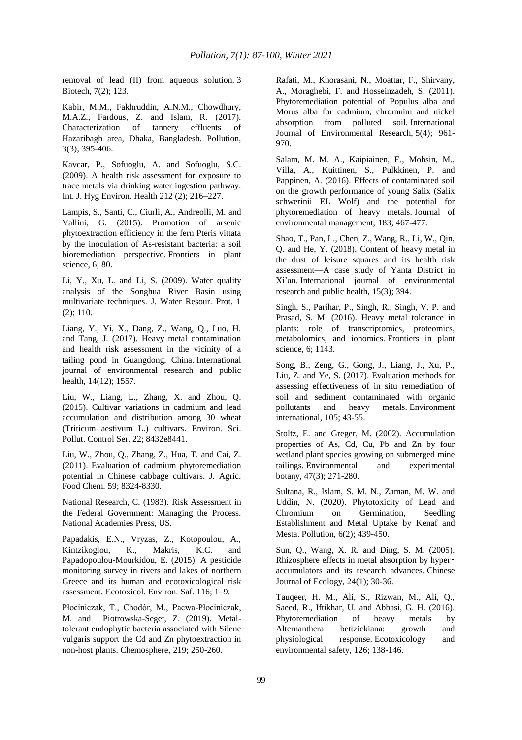removal of lead (II) from aqueous solution. 3 Biotech, 7(2); 123.

Kabir, M.M., Fakhruddin, A.N.M., Chowdhury, M.A.Z., Fardous, Z. and Islam, R. (2017). Characterization of tannery effluents of Hazaribagh area, Dhaka, Bangladesh. Pollution, 3(3); 395-406.

Kavcar, P., Sofuoglu, A. and Sofuoglu, S.C. (2009). A health risk assessment for exposure to trace metals via drinking water ingestion pathway. Int. J. Hyg Environ. Health 212 (2); 216–227.

Lampis, S., Santi, C., Ciurli, A., Andreolli, M. and Vallini, G. (2015). Promotion of arsenic phytoextraction efficiency in the fern Pteris vittata by the inoculation of As-resistant bacteria: a soil bioremediation perspective. Frontiers in plant science, 6; 80.

Li, Y., Xu, L. and Li, S. (2009). Water quality analysis of the Songhua River Basin using multivariate techniques. J. Water Resour. Prot. 1 (2); 110.

Liang, Y., Yi, X., Dang, Z., Wang, Q., Luo, H. and Tang, J. (2017). Heavy metal contamination and health risk assessment in the vicinity of a tailing pond in Guangdong, China. International journal of environmental research and public health, 14(12); 1557.

Liu, W., Liang, L., Zhang, X. and Zhou, Q. (2015). Cultivar variations in cadmium and lead accumulation and distribution among 30 wheat (Triticum aestivum L.) cultivars. Environ. Sci. Pollut. Control Ser. 22; 8432e8441.

Liu, W., Zhou, Q., Zhang, Z., Hua, T. and Cai, Z. (2011). Evaluation of cadmium phytoremediation potential in Chinese cabbage cultivars. J. Agric. Food Chem. 59; 8324-8330.

National Research, C. (1983). Risk Assessment in the Federal Government: Managing the Process. National Academies Press, US.

Papadakis, E.N., Vryzas, Z., Kotopoulou, A., Kintzikoglou, K., Makris, K.C. and Papadopoulou-Mourkidou, E. (2015). A pesticide monitoring survey in rivers and lakes of northern Greece and its human and ecotoxicological risk assessment. Ecotoxicol. Environ. Saf. 116; 1–9.

Płociniczak, T., Chodór, M., Pacwa-Płociniczak, M. and Piotrowska-Seget, Z. (2019). Metal-tolerant endophytic bacteria associated with Silene vulgaris support the Cd and Zn phytoextraction in non-host plants. Chemosphere, 219; 250-260.

Rafati, M., Khorasani, N., Moattar, F., Shirvany, A., Moraghebi, F. and Hosseinzadeh, S. (2011). Phytoremediation potential of Populus alba and Morus alba for cadmium, chromuim and nickel absorption from polluted soil. International Journal of Environmental Research, 5(4); 961-970.

Salam, M. M. A., Kaipiainen, E., Mohsin, M., Villa, A., Kuittinen, S., Pulkkinen, P. and Pappinen, A. (2016). Effects of contaminated soil on the growth performance of young Salix (Salix schwerinii EL Wolf) and the potential for phytoremediation of heavy metals. Journal of environmental management, 183; 467-477.

Shao, T., Pan, L., Chen, Z., Wang, R., Li, W., Qin, Q. and He, Y. (2018). Content of heavy metal in the dust of leisure squares and its health risk assessment—A case study of Yanta District in Xi'an. International journal of environmental research and public health, 15(3); 394.

Singh, S., Parihar, P., Singh, R., Singh, V. P. and Prasad, S. M. (2016). Heavy metal tolerance in plants: role of transcriptomics, proteomics, metabolomics, and ionomics. Frontiers in plant science, 6; 1143.

Song, B., Zeng, G., Gong, J., Liang, J., Xu, P., Liu, Z. and Ye, S. (2017). Evaluation methods for assessing effectiveness of in situ remediation of soil and sediment contaminated with organic pollutants and heavy metals. Environment international, 105; 43-55.

Stoltz, E. and Greger, M. (2002). Accumulation properties of As, Cd, Cu, Pb and Zn by four wetland plant species growing on submerged mine tailings. Environmental and experimental botany, 47(3); 271-280.

Sultana, R., Islam, S. M. N., Zaman, M. W. and Uddin, N. (2020). Phytotoxicity of Lead and Chromium on Germination, Seedling Establishment and Metal Uptake by Kenaf and Mesta. Pollution, 6(2); 439-450.

Sun, Q., Wang, X. R. and Ding, S. M. (2005). Rhizosphere effects in metal absorption by hyper‐accumulators and its research advances. Chinese Journal of Ecology, 24(1); 30-36.

Tauqeer, H. M., Ali, S., Rizwan, M., Ali, Q., Saeed, R., Iftikhar, U. and Abbasi, G. H. (2016). Phytoremediation of heavy metals by Alternanthera bettzickiana: growth and physiological response. Ecotoxicology and environmental safety, 126; 138-146.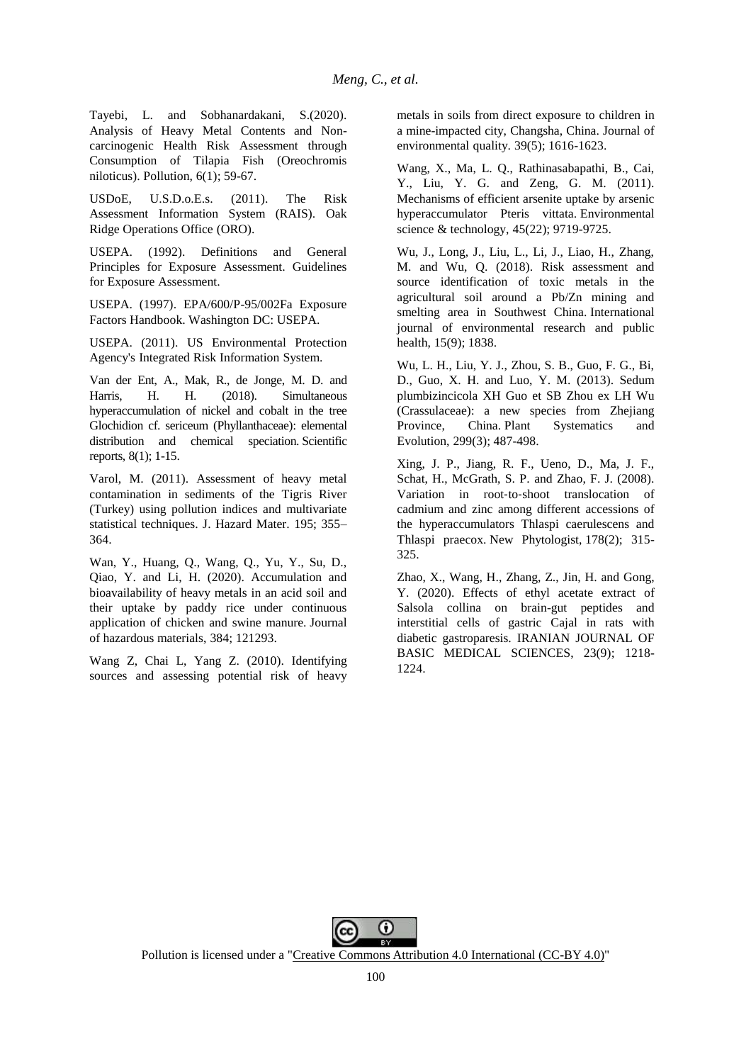Tayebi, L. and Sobhanardakani, S.(2020). Analysis of Heavy Metal Contents and Non-carcinogenic Health Risk Assessment through Consumption of Tilapia Fish (Oreochromis niloticus). Pollution, 6(1); 59-67.

USDoE, U.S.D.o.E.s. (2011). The Risk Assessment Information System (RAIS). Oak Ridge Operations Office (ORO).

USEPA. (1992). Definitions and General Principles for Exposure Assessment. Guidelines for Exposure Assessment.

USEPA. (1997). EPA/600/P-95/002Fa Exposure Factors Handbook. Washington DC: USEPA.

USEPA. (2011). US Environmental Protection Agency's Integrated Risk Information System.

Van der Ent, A., Mak, R., de Jonge, M. D. and Harris, H. H. (2018). Simultaneous hyperaccumulation of nickel and cobalt in the tree Glochidion cf. sericeum (Phyllanthaceae): elemental distribution and chemical speciation. Scientific reports, 8(1); 1-15.

Varol, M. (2011). Assessment of heavy metal contamination in sediments of the Tigris River (Turkey) using pollution indices and multivariate statistical techniques. J. Hazard Mater. 195; 355–364.

Wan, Y., Huang, Q., Wang, Q., Yu, Y., Su, D., Qiao, Y. and Li, H. (2020). Accumulation and bioavailability of heavy metals in an acid soil and their uptake by paddy rice under continuous application of chicken and swine manure. Journal of hazardous materials, 384; 121293.

Wang Z, Chai L, Yang Z. (2010). Identifying sources and assessing potential risk of heavy metals in soils from direct exposure to children in a mine-impacted city, Changsha, China. Journal of environmental quality. 39(5); 1616-1623.

Wang, X., Ma, L. Q., Rathinasabapathi, B., Cai, Y., Liu, Y. G. and Zeng, G. M. (2011). Mechanisms of efficient arsenite uptake by arsenic hyperaccumulator Pteris vittata. Environmental science & technology, 45(22); 9719-9725.

Wu, J., Long, J., Liu, L., Li, J., Liao, H., Zhang, M. and Wu, Q. (2018). Risk assessment and source identification of toxic metals in the agricultural soil around a Pb/Zn mining and smelting area in Southwest China. International journal of environmental research and public health, 15(9); 1838.

Wu, L. H., Liu, Y. J., Zhou, S. B., Guo, F. G., Bi, D., Guo, X. H. and Luo, Y. M. (2013). Sedum plumbizincicola XH Guo et SB Zhou ex LH Wu (Crassulaceae): a new species from Zhejiang Province, China. Plant Systematics and Evolution, 299(3); 487-498.

Xing, J. P., Jiang, R. F., Ueno, D., Ma, J. F., Schat, H., McGrath, S. P. and Zhao, F. J. (2008). Variation in root‐to‐shoot translocation of cadmium and zinc among different accessions of the hyperaccumulators Thlaspi caerulescens and Thlaspi praecox. New Phytologist, 178(2); 315-325.

Zhao, X., Wang, H., Zhang, Z., Jin, H. and Gong, Y. (2020). Effects of ethyl acetate extract of Salsola collina on brain-gut peptides and interstitial cells of gastric Cajal in rats with diabetic gastroparesis. IRANIAN JOURNAL OF BASIC MEDICAL SCIENCES, 23(9); 1218-1224.

Pollution is licensed under a "Creative Commons Attribution 4.0 International (CC-BY 4.0)"